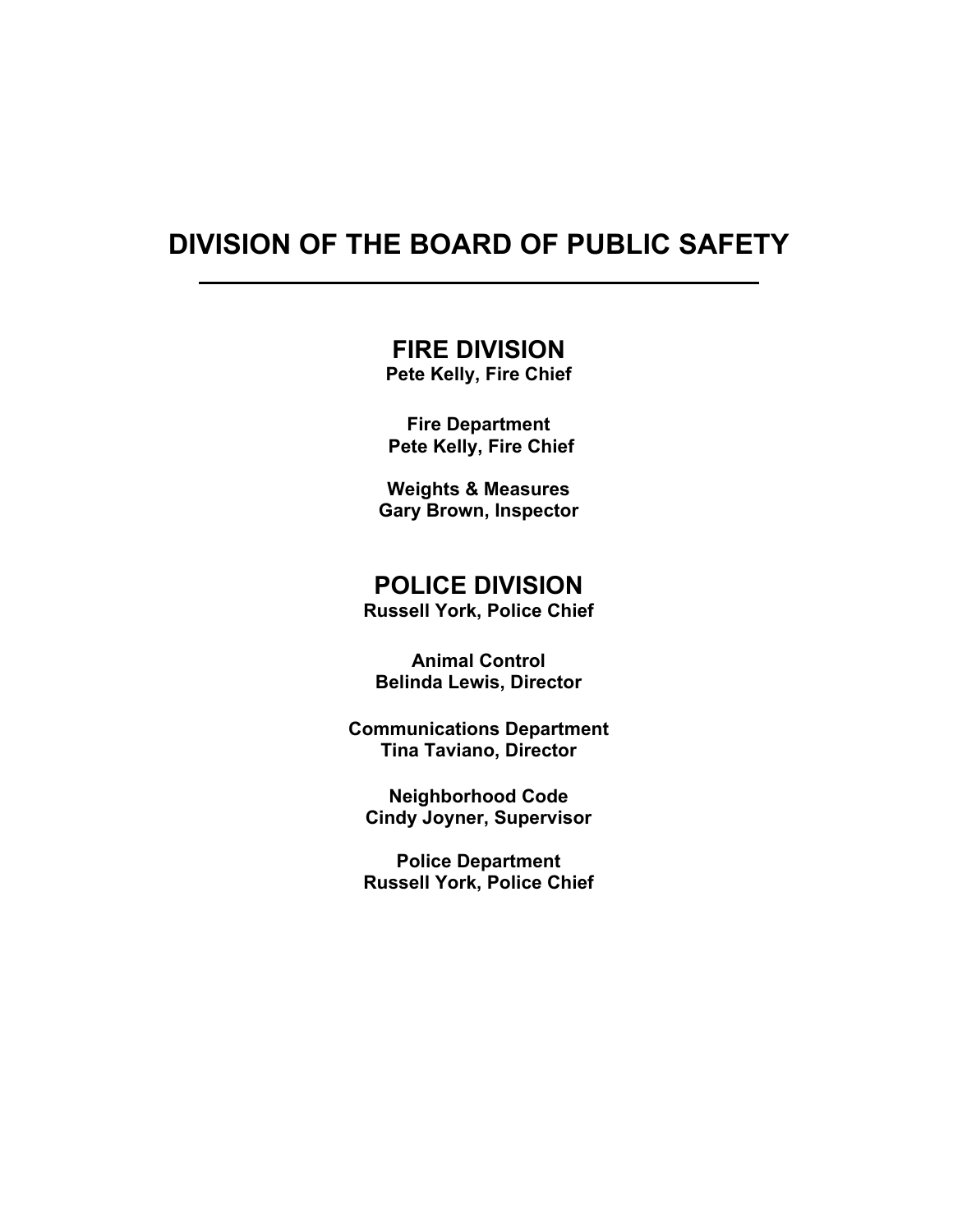# DIVISION OF THE BOARD OF PUBLIC SAFETY

---

## FIRE DIVISION

**Pete Kelly, Fire Chief**

**Fire Department**
**Pete Kelly, Fire Chief**

**Weights & Measures**
**Gary Brown, Inspector**

## POLICE DIVISION

**Russell York, Police Chief**

**Animal Control**
**Belinda Lewis, Director**

**Communications Department**
**Tina Taviano, Director**

**Neighborhood Code**
**Cindy Joyner, Supervisor**

**Police Department**
**Russell York, Police Chief**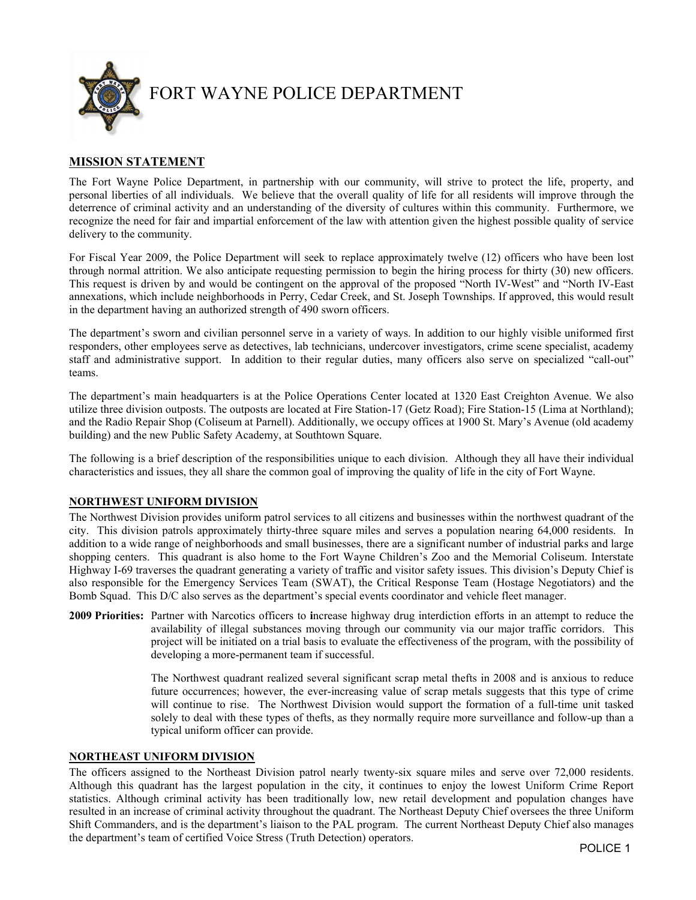# FORT WAYNE POLICE DEPARTMENT

## MISSION STATEMENT

The Fort Wayne Police Department, in partnership with our community, will strive to protect the life, property, and personal liberties of all individuals. We believe that the overall quality of life for all residents will improve through the deterrence of criminal activity and an understanding of the diversity of cultures within this community. Furthermore, we recognize the need for fair and impartial enforcement of the law with attention given the highest possible quality of service delivery to the community.

For Fiscal Year 2009, the Police Department will seek to replace approximately twelve (12) officers who have been lost through normal attrition. We also anticipate requesting permission to begin the hiring process for thirty (30) new officers. This request is driven by and would be contingent on the approval of the proposed "North IV-West" and "North IV-East annexations, which include neighborhoods in Perry, Cedar Creek, and St. Joseph Townships. If approved, this would result in the department having an authorized strength of 490 sworn officers.

The department's sworn and civilian personnel serve in a variety of ways. In addition to our highly visible uniformed first responders, other employees serve as detectives, lab technicians, undercover investigators, crime scene specialist, academy staff and administrative support. In addition to their regular duties, many officers also serve on specialized "call-out" teams.

The department's main headquarters is at the Police Operations Center located at 1320 East Creighton Avenue. We also utilize three division outposts. The outposts are located at Fire Station-17 (Getz Road); Fire Station-15 (Lima at Northland); and the Radio Repair Shop (Coliseum at Parnell). Additionally, we occupy offices at 1900 St. Mary's Avenue (old academy building) and the new Public Safety Academy, at Southtown Square.

The following is a brief description of the responsibilities unique to each division. Although they all have their individual characteristics and issues, they all share the common goal of improving the quality of life in the city of Fort Wayne.

## NORTHWEST UNIFORM DIVISION

The Northwest Division provides uniform patrol services to all citizens and businesses within the northwest quadrant of the city. This division patrols approximately thirty-three square miles and serves a population nearing 64,000 residents. In addition to a wide range of neighborhoods and small businesses, there are a significant number of industrial parks and large shopping centers. This quadrant is also home to the Fort Wayne Children's Zoo and the Memorial Coliseum. Interstate Highway I-69 traverses the quadrant generating a variety of traffic and visitor safety issues. This division's Deputy Chief is also responsible for the Emergency Services Team (SWAT), the Critical Response Team (Hostage Negotiators) and the Bomb Squad. This D/C also serves as the department's special events coordinator and vehicle fleet manager.

**2009 Priorities:** Partner with Narcotics officers to **i**ncrease highway drug interdiction efforts in an attempt to reduce the availability of illegal substances moving through our community via our major traffic corridors. This project will be initiated on a trial basis to evaluate the effectiveness of the program, with the possibility of developing a more-permanent team if successful.

The Northwest quadrant realized several significant scrap metal thefts in 2008 and is anxious to reduce future occurrences; however, the ever-increasing value of scrap metals suggests that this type of crime will continue to rise. The Northwest Division would support the formation of a full-time unit tasked solely to deal with these types of thefts, as they normally require more surveillance and follow-up than a typical uniform officer can provide.

## NORTHEAST UNIFORM DIVISION

The officers assigned to the Northeast Division patrol nearly twenty-six square miles and serve over 72,000 residents. Although this quadrant has the largest population in the city, it continues to enjoy the lowest Uniform Crime Report statistics. Although criminal activity has been traditionally low, new retail development and population changes have resulted in an increase of criminal activity throughout the quadrant. The Northeast Deputy Chief oversees the three Uniform Shift Commanders, and is the department's liaison to the PAL program. The current Northeast Deputy Chief also manages the department's team of certified Voice Stress (Truth Detection) operators.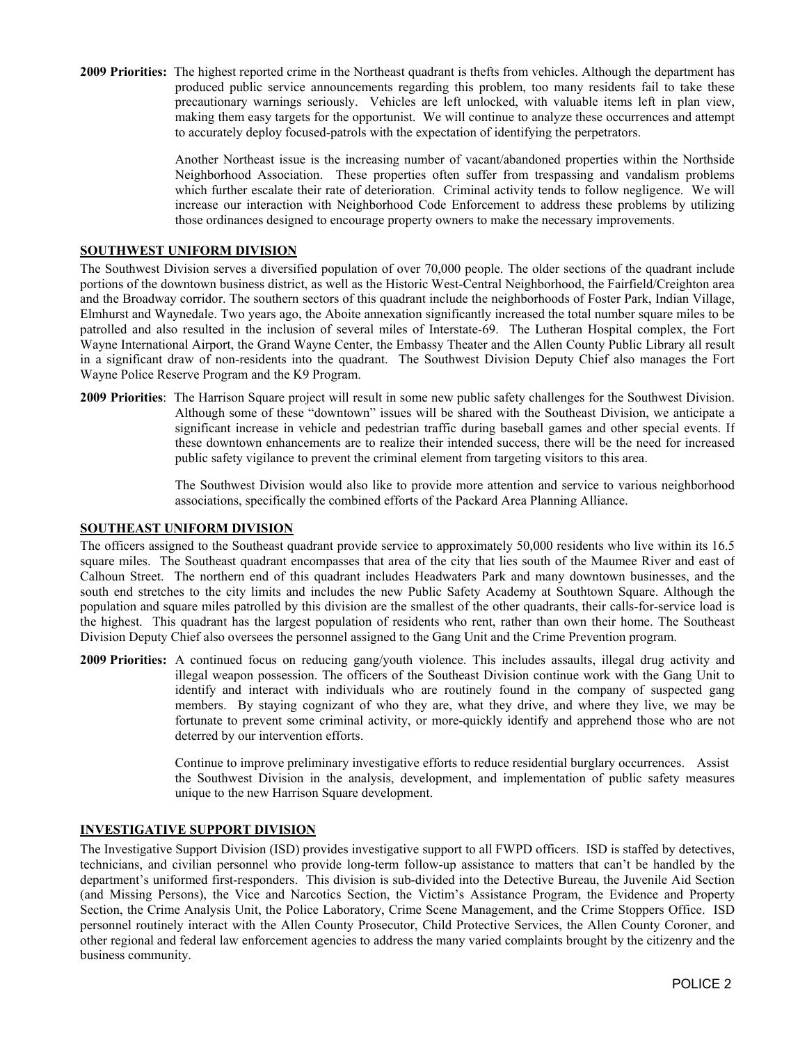**2009 Priorities:** The highest reported crime in the Northeast quadrant is thefts from vehicles. Although the department has produced public service announcements regarding this problem, too many residents fail to take these precautionary warnings seriously. Vehicles are left unlocked, with valuable items left in plan view, making them easy targets for the opportunist. We will continue to analyze these occurrences and attempt to accurately deploy focused-patrols with the expectation of identifying the perpetrators.

Another Northeast issue is the increasing number of vacant/abandoned properties within the Northside Neighborhood Association. These properties often suffer from trespassing and vandalism problems which further escalate their rate of deterioration. Criminal activity tends to follow negligence. We will increase our interaction with Neighborhood Code Enforcement to address these problems by utilizing those ordinances designed to encourage property owners to make the necessary improvements.

## SOUTHWEST UNIFORM DIVISION

The Southwest Division serves a diversified population of over 70,000 people. The older sections of the quadrant include portions of the downtown business district, as well as the Historic West-Central Neighborhood, the Fairfield/Creighton area and the Broadway corridor. The southern sectors of this quadrant include the neighborhoods of Foster Park, Indian Village, Elmhurst and Waynedale. Two years ago, the Aboite annexation significantly increased the total number square miles to be patrolled and also resulted in the inclusion of several miles of Interstate-69. The Lutheran Hospital complex, the Fort Wayne International Airport, the Grand Wayne Center, the Embassy Theater and the Allen County Public Library all result in a significant draw of non-residents into the quadrant. The Southwest Division Deputy Chief also manages the Fort Wayne Police Reserve Program and the K9 Program.

**2009 Priorities**: The Harrison Square project will result in some new public safety challenges for the Southwest Division. Although some of these "downtown" issues will be shared with the Southeast Division, we anticipate a significant increase in vehicle and pedestrian traffic during baseball games and other special events. If these downtown enhancements are to realize their intended success, there will be the need for increased public safety vigilance to prevent the criminal element from targeting visitors to this area.

The Southwest Division would also like to provide more attention and service to various neighborhood associations, specifically the combined efforts of the Packard Area Planning Alliance.

## SOUTHEAST UNIFORM DIVISION

The officers assigned to the Southeast quadrant provide service to approximately 50,000 residents who live within its 16.5 square miles. The Southeast quadrant encompasses that area of the city that lies south of the Maumee River and east of Calhoun Street. The northern end of this quadrant includes Headwaters Park and many downtown businesses, and the south end stretches to the city limits and includes the new Public Safety Academy at Southtown Square. Although the population and square miles patrolled by this division are the smallest of the other quadrants, their calls-for-service load is the highest. This quadrant has the largest population of residents who rent, rather than own their home. The Southeast Division Deputy Chief also oversees the personnel assigned to the Gang Unit and the Crime Prevention program.

**2009 Priorities:** A continued focus on reducing gang/youth violence. This includes assaults, illegal drug activity and illegal weapon possession. The officers of the Southeast Division continue work with the Gang Unit to identify and interact with individuals who are routinely found in the company of suspected gang members. By staying cognizant of who they are, what they drive, and where they live, we may be fortunate to prevent some criminal activity, or more-quickly identify and apprehend those who are not deterred by our intervention efforts.

Continue to improve preliminary investigative efforts to reduce residential burglary occurrences. Assist the Southwest Division in the analysis, development, and implementation of public safety measures unique to the new Harrison Square development.

## INVESTIGATIVE SUPPORT DIVISION

The Investigative Support Division (ISD) provides investigative support to all FWPD officers. ISD is staffed by detectives, technicians, and civilian personnel who provide long-term follow-up assistance to matters that can't be handled by the department's uniformed first-responders. This division is sub-divided into the Detective Bureau, the Juvenile Aid Section (and Missing Persons), the Vice and Narcotics Section, the Victim's Assistance Program, the Evidence and Property Section, the Crime Analysis Unit, the Police Laboratory, Crime Scene Management, and the Crime Stoppers Office. ISD personnel routinely interact with the Allen County Prosecutor, Child Protective Services, the Allen County Coroner, and other regional and federal law enforcement agencies to address the many varied complaints brought by the citizenry and the business community.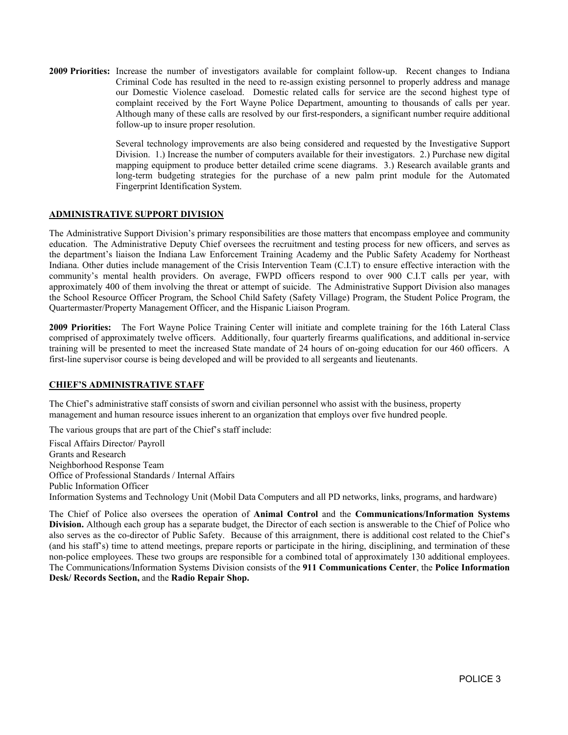**2009 Priorities:** Increase the number of investigators available for complaint follow-up. Recent changes to Indiana Criminal Code has resulted in the need to re-assign existing personnel to properly address and manage our Domestic Violence caseload. Domestic related calls for service are the second highest type of complaint received by the Fort Wayne Police Department, amounting to thousands of calls per year. Although many of these calls are resolved by our first-responders, a significant number require additional follow-up to insure proper resolution.

Several technology improvements are also being considered and requested by the Investigative Support Division. 1.) Increase the number of computers available for their investigators. 2.) Purchase new digital mapping equipment to produce better detailed crime scene diagrams. 3.) Research available grants and long-term budgeting strategies for the purchase of a new palm print module for the Automated Fingerprint Identification System.

## ADMINISTRATIVE SUPPORT DIVISION

The Administrative Support Division's primary responsibilities are those matters that encompass employee and community education. The Administrative Deputy Chief oversees the recruitment and testing process for new officers, and serves as the department's liaison the Indiana Law Enforcement Training Academy and the Public Safety Academy for Northeast Indiana. Other duties include management of the Crisis Intervention Team (C.I.T) to ensure effective interaction with the community's mental health providers. On average, FWPD officers respond to over 900 C.I.T calls per year, with approximately 400 of them involving the threat or attempt of suicide. The Administrative Support Division also manages the School Resource Officer Program, the School Child Safety (Safety Village) Program, the Student Police Program, the Quartermaster/Property Management Officer, and the Hispanic Liaison Program.

**2009 Priorities:** The Fort Wayne Police Training Center will initiate and complete training for the 16th Lateral Class comprised of approximately twelve officers. Additionally, four quarterly firearms qualifications, and additional in-service training will be presented to meet the increased State mandate of 24 hours of on-going education for our 460 officers. A first-line supervisor course is being developed and will be provided to all sergeants and lieutenants.

## CHIEF'S ADMINISTRATIVE STAFF

The Chief's administrative staff consists of sworn and civilian personnel who assist with the business, property management and human resource issues inherent to an organization that employs over five hundred people.

The various groups that are part of the Chief's staff include:

Fiscal Affairs Director/ Payroll
Grants and Research
Neighborhood Response Team
Office of Professional Standards / Internal Affairs
Public Information Officer
Information Systems and Technology Unit (Mobil Data Computers and all PD networks, links, programs, and hardware)

The Chief of Police also oversees the operation of **Animal Control** and the **Communications/Information Systems Division.** Although each group has a separate budget, the Director of each section is answerable to the Chief of Police who also serves as the co-director of Public Safety. Because of this arraignment, there is additional cost related to the Chief's (and his staff's) time to attend meetings, prepare reports or participate in the hiring, disciplining, and termination of these non-police employees. These two groups are responsible for a combined total of approximately 130 additional employees. The Communications/Information Systems Division consists of the **911 Communications Center**, the **Police Information Desk/ Records Section,** and the **Radio Repair Shop.**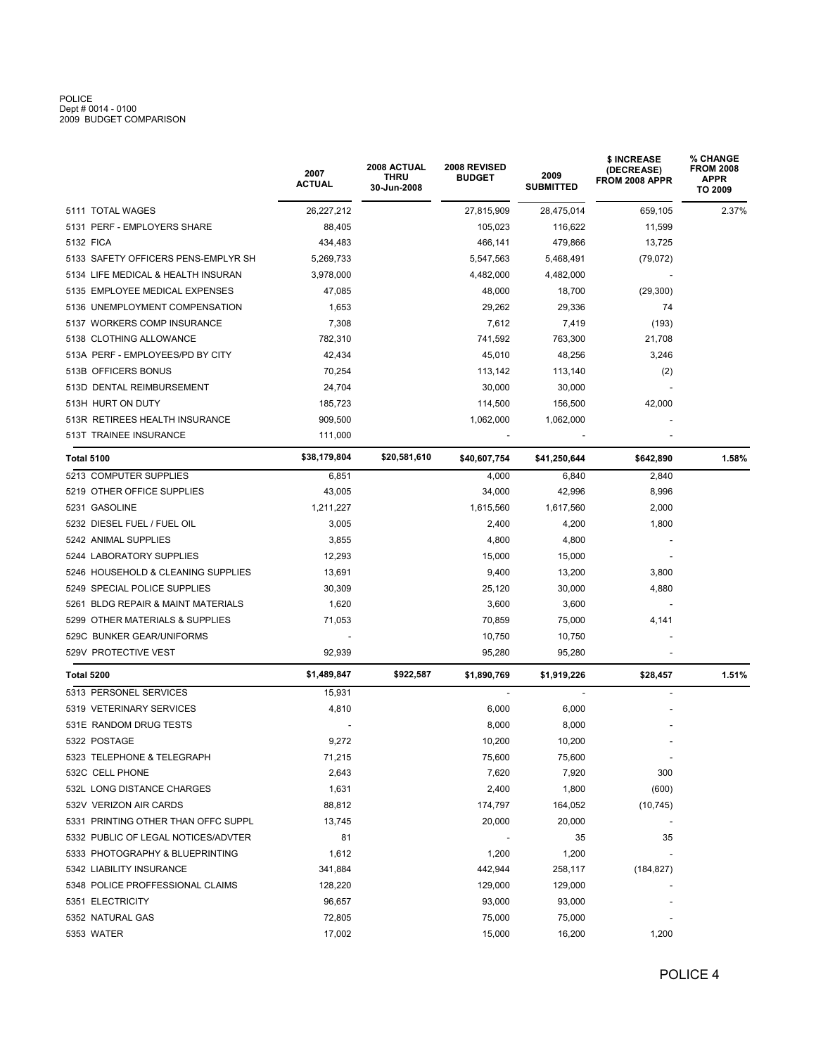POLICE
Dept # 0014 - 0100
2009 BUDGET COMPARISON

| | 2007 ACTUAL | 2008 ACTUAL THRU 30-Jun-2008 | 2008 REVISED BUDGET | 2009 SUBMITTED | $ INCREASE (DECREASE) FROM 2008 APPR | % CHANGE FROM 2008 APPR TO 2009 |
|---|---|---|---|---|---|---|
| 5111 TOTAL WAGES | 26,227,212 | | 27,815,909 | 28,475,014 | 659,105 | 2.37% |
| 5131 PERF - EMPLOYERS SHARE | 88,405 | | 105,023 | 116,622 | 11,599 | |
| 5132 FICA | 434,483 | | 466,141 | 479,866 | 13,725 | |
| 5133 SAFETY OFFICERS PENS-EMPLYR SH | 5,269,733 | | 5,547,563 | 5,468,491 | (79,072) | |
| 5134 LIFE MEDICAL & HEALTH INSURAN | 3,978,000 | | 4,482,000 | 4,482,000 | - | |
| 5135 EMPLOYEE MEDICAL EXPENSES | 47,085 | | 48,000 | 18,700 | (29,300) | |
| 5136 UNEMPLOYMENT COMPENSATION | 1,653 | | 29,262 | 29,336 | 74 | |
| 5137 WORKERS COMP INSURANCE | 7,308 | | 7,612 | 7,419 | (193) | |
| 5138 CLOTHING ALLOWANCE | 782,310 | | 741,592 | 763,300 | 21,708 | |
| 513A PERF - EMPLOYEES/PD BY CITY | 42,434 | | 45,010 | 48,256 | 3,246 | |
| 513B OFFICERS BONUS | 70,254 | | 113,142 | 113,140 | (2) | |
| 513D DENTAL REIMBURSEMENT | 24,704 | | 30,000 | 30,000 | - | |
| 513H HURT ON DUTY | 185,723 | | 114,500 | 156,500 | 42,000 | |
| 513R RETIREES HEALTH INSURANCE | 909,500 | | 1,062,000 | 1,062,000 | - | |
| 513T TRAINEE INSURANCE | 111,000 | | - | - | - | |
| **Total 5100** | **$38,179,804** | **$20,581,610** | **$40,607,754** | **$41,250,644** | **$642,890** | **1.58%** |
| 5213 COMPUTER SUPPLIES | 6,851 | | 4,000 | 6,840 | 2,840 | |
| 5219 OTHER OFFICE SUPPLIES | 43,005 | | 34,000 | 42,996 | 8,996 | |
| 5231 GASOLINE | 1,211,227 | | 1,615,560 | 1,617,560 | 2,000 | |
| 5232 DIESEL FUEL / FUEL OIL | 3,005 | | 2,400 | 4,200 | 1,800 | |
| 5242 ANIMAL SUPPLIES | 3,855 | | 4,800 | 4,800 | - | |
| 5244 LABORATORY SUPPLIES | 12,293 | | 15,000 | 15,000 | - | |
| 5246 HOUSEHOLD & CLEANING SUPPLIES | 13,691 | | 9,400 | 13,200 | 3,800 | |
| 5249 SPECIAL POLICE SUPPLIES | 30,309 | | 25,120 | 30,000 | 4,880 | |
| 5261 BLDG REPAIR & MAINT MATERIALS | 1,620 | | 3,600 | 3,600 | - | |
| 5299 OTHER MATERIALS & SUPPLIES | 71,053 | | 70,859 | 75,000 | 4,141 | |
| 529C BUNKER GEAR/UNIFORMS | - | | 10,750 | 10,750 | - | |
| 529V PROTECTIVE VEST | 92,939 | | 95,280 | 95,280 | - | |
| **Total 5200** | **$1,489,847** | **$922,587** | **$1,890,769** | **$1,919,226** | **$28,457** | **1.51%** |
| 5313 PERSONEL SERVICES | 15,931 | | - | - | - | |
| 5319 VETERINARY SERVICES | 4,810 | | 6,000 | 6,000 | - | |
| 531E RANDOM DRUG TESTS | - | | 8,000 | 8,000 | - | |
| 5322 POSTAGE | 9,272 | | 10,200 | 10,200 | - | |
| 5323 TELEPHONE & TELEGRAPH | 71,215 | | 75,600 | 75,600 | - | |
| 532C CELL PHONE | 2,643 | | 7,620 | 7,920 | 300 | |
| 532L LONG DISTANCE CHARGES | 1,631 | | 2,400 | 1,800 | (600) | |
| 532V VERIZON AIR CARDS | 88,812 | | 174,797 | 164,052 | (10,745) | |
| 5331 PRINTING OTHER THAN OFFC SUPPL | 13,745 | | 20,000 | 20,000 | - | |
| 5332 PUBLIC OF LEGAL NOTICES/ADVTER | 81 | | - | 35 | 35 | |
| 5333 PHOTOGRAPHY & BLUEPRINTING | 1,612 | | 1,200 | 1,200 | - | |
| 5342 LIABILITY INSURANCE | 341,884 | | 442,944 | 258,117 | (184,827) | |
| 5348 POLICE PROFFESSIONAL CLAIMS | 128,220 | | 129,000 | 129,000 | - | |
| 5351 ELECTRICITY | 96,657 | | 93,000 | 93,000 | - | |
| 5352 NATURAL GAS | 72,805 | | 75,000 | 75,000 | - | |
| 5353 WATER | 17,002 | | 15,000 | 16,200 | 1,200 | |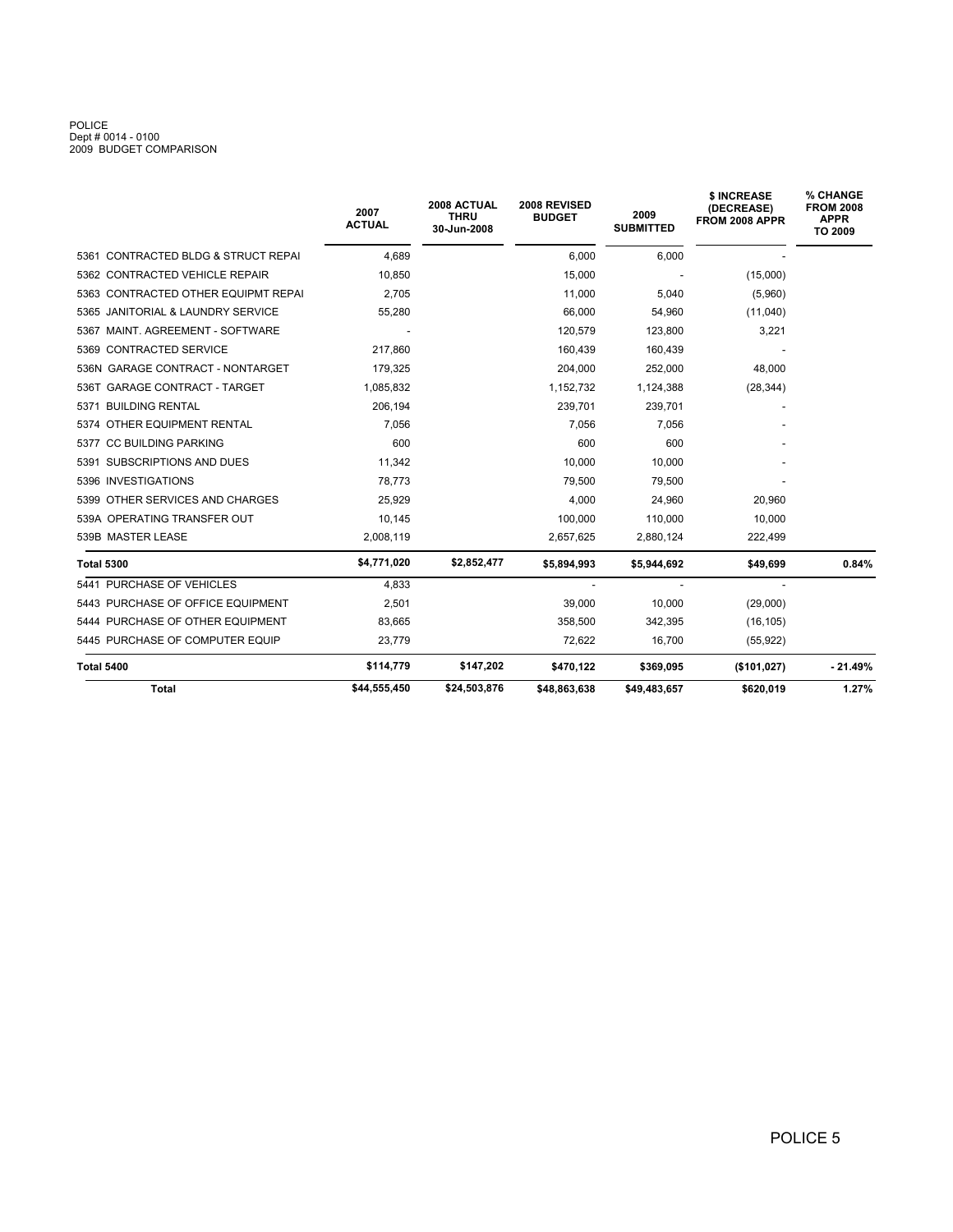POLICE
Dept # 0014 - 0100
2009 BUDGET COMPARISON

| | 2007 ACTUAL | 2008 ACTUAL THRU 30-Jun-2008 | 2008 REVISED BUDGET | 2009 SUBMITTED | $ INCREASE (DECREASE) FROM 2008 APPR | % CHANGE FROM 2008 APPR TO 2009 |
|---|---|---|---|---|---|---|
| 5361 CONTRACTED BLDG & STRUCT REPAI | 4,689 | | 6,000 | 6,000 | - | |
| 5362 CONTRACTED VEHICLE REPAIR | 10,850 | | 15,000 | - | (15,000) | |
| 5363 CONTRACTED OTHER EQUIPMT REPAI | 2,705 | | 11,000 | 5,040 | (5,960) | |
| 5365 JANITORIAL & LAUNDRY SERVICE | 55,280 | | 66,000 | 54,960 | (11,040) | |
| 5367 MAINT. AGREEMENT - SOFTWARE | - | | 120,579 | 123,800 | 3,221 | |
| 5369 CONTRACTED SERVICE | 217,860 | | 160,439 | 160,439 | - | |
| 536N GARAGE CONTRACT - NONTARGET | 179,325 | | 204,000 | 252,000 | 48,000 | |
| 536T GARAGE CONTRACT - TARGET | 1,085,832 | | 1,152,732 | 1,124,388 | (28,344) | |
| 5371 BUILDING RENTAL | 206,194 | | 239,701 | 239,701 | - | |
| 5374 OTHER EQUIPMENT RENTAL | 7,056 | | 7,056 | 7,056 | - | |
| 5377 CC BUILDING PARKING | 600 | | 600 | 600 | - | |
| 5391 SUBSCRIPTIONS AND DUES | 11,342 | | 10,000 | 10,000 | - | |
| 5396 INVESTIGATIONS | 78,773 | | 79,500 | 79,500 | - | |
| 5399 OTHER SERVICES AND CHARGES | 25,929 | | 4,000 | 24,960 | 20,960 | |
| 539A OPERATING TRANSFER OUT | 10,145 | | 100,000 | 110,000 | 10,000 | |
| 539B MASTER LEASE | 2,008,119 | | 2,657,625 | 2,880,124 | 222,499 | |
| **Total 5300** | **$4,771,020** | **$2,852,477** | **$5,894,993** | **$5,944,692** | **$49,699** | **0.84%** |
| 5441 PURCHASE OF VEHICLES | 4,833 | | - | - | - | |
| 5443 PURCHASE OF OFFICE EQUIPMENT | 2,501 | | 39,000 | 10,000 | (29,000) | |
| 5444 PURCHASE OF OTHER EQUIPMENT | 83,665 | | 358,500 | 342,395 | (16,105) | |
| 5445 PURCHASE OF COMPUTER EQUIP | 23,779 | | 72,622 | 16,700 | (55,922) | |
| **Total 5400** | **$114,779** | **$147,202** | **$470,122** | **$369,095** | **($101,027)** | **- 21.49%** |
| **Total** | **$44,555,450** | **$24,503,876** | **$48,863,638** | **$49,483,657** | **$620,019** | **1.27%** |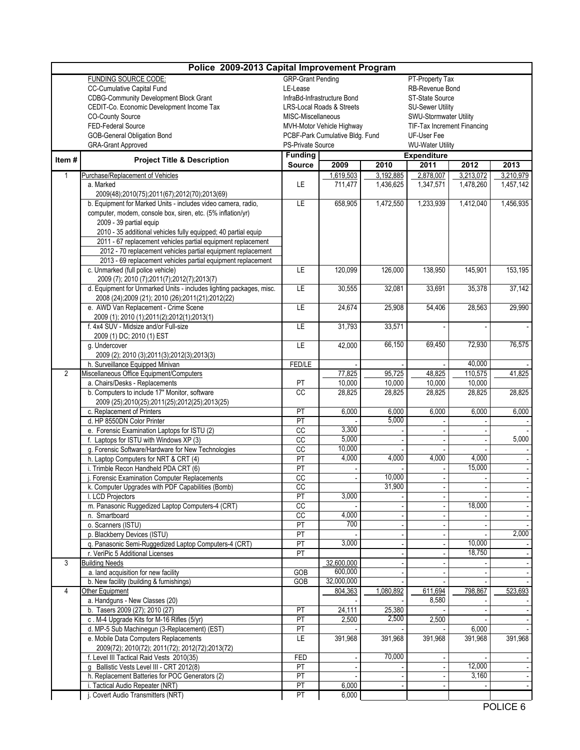# Police 2009-2013 Capital Improvement Program

| FUNDING SOURCE CODE: | | |
|---|---|---|
| CC-Cumulative Capital Fund | GRP-Grant Pending | PT-Property Tax |
| CDBG-Community Development Block Grant | LE-Lease | RB-Revenue Bond |
| CEDIT-Co. Economic Development Income Tax | InfraBd-Infrastructure Bond | ST-State Source |
| CO-County Source | LRS-Local Roads & Streets | SU-Sewer Utility |
| FED-Federal Source | MISC-Miscellaneous | SWU-Stormwater Utility |
| GOB-General Obligation Bond | MVH-Motor Vehicle Highway | TIF-Tax Increment Financing |
| GRA-Grant Approved | PCBF-Park Cumulative Bldg. Fund | UF-User Fee |
| | PS-Private Source | WU-Water Utility |

| Item # | Project Title & Description | Funding Source | Expenditure 2009 | 2010 | 2011 | 2012 | 2013 |
|---|---|---|---|---|---|---|---|
| 1 | Purchase/Replacement of Vehicles | | 1,619,503 | 3,192,885 | 2,878,007 | 3,213,072 | 3,210,979 |
| | a. Marked<br>2009(48);2010(75);2011(67);2012(70);2013(69) | LE | 711,477 | 1,436,625 | 1,347,571 | 1,478,260 | 1,457,142 |
| | b. Equipment for Marked Units - includes video camera, radio, computer, modem, console box, siren, etc. (5% inflation/yr)<br>2009 - 39 partial equip<br>2010 - 35 additional vehicles fully equipped; 40 partial equip<br>2011 - 67 replacement vehicles partial equipment replacement<br>2012 - 70 replacement vehicles partial equipment replacement<br>2013 - 69 replacement vehicles partial equipment replacement | LE | 658,905 | 1,472,550 | 1,233,939 | 1,412,040 | 1,456,935 |
| | c. Unmarked (full police vehicle)<br>2009 (7); 2010 (7);2011(7);2012(7);2013(7) | LE | 120,099 | 126,000 | 138,950 | 145,901 | 153,195 |
| | d. Equipment for Unmarked Units - includes lighting packages, misc.<br>2008 (24);2009 (21); 2010 (26);2011(21);2012(22) | LE | 30,555 | 32,081 | 33,691 | 35,378 | 37,142 |
| | e. AWD Van Replacement - Crime Scene<br>2009 (1); 2010 (1);2011(2);2012(1);2013(1) | LE | 24,674 | 25,908 | 54,406 | 28,563 | 29,990 |
| | f. 4x4 SUV - Midsize and/or Full-size<br>2009 (1) DC; 2010 (1) EST | LE | 31,793 | 33,571 | - | - | - |
| | g. Undercover<br>2009 (2); 2010 (3);2011(3);2012(3);2013(3) | LE | 42,000 | 66,150 | 69,450 | 72,930 | 76,575 |
| | h. Surveillance Equipped Minivan | FED/LE | - | - | - | 40,000 | - |
| 2 | Miscellaneous Office Equipment/Computers | | 77,825 | 95,725 | 48,825 | 110,575 | 41,825 |
| | a. Chairs/Desks - Replacements | PT | 10,000 | 10,000 | 10,000 | 10,000 | |
| | b. Computers to include 17" Monitor, software<br>2009 (25);2010(25);2011(25);2012(25);2013(25) | CC | 28,825 | 28,825 | 28,825 | 28,825 | 28,825 |
| | c. Replacement of Printers | PT | 6,000 | 6,000 | 6,000 | 6,000 | 6,000 |
| | d. HP 8550DN Color Printer | PT | - | 5,000 | - | - | - |
| | e. Forensic Examination Laptops for ISTU (2) | CC | 3,300 | - | - | - | - |
| | f. Laptops for ISTU with Windows XP (3) | CC | 5,000 | - | - | - | 5,000 |
| | g. Forensic Software/Hardware for New Technologies | CC | 10,000 | - | - | - | - |
| | h. Laptop Computers for NRT & CRT (4) | PT | 4,000 | 4,000 | 4,000 | 4,000 | - |
| | i. Trimble Recon Handheld PDA CRT (6) | PT | - | - | - | 15,000 | - |
| | j. Forensic Examination Computer Replacements | CC | - | 10,000 | - | - | - |
| | k. Computer Upgrades with PDF Capabilities (Bomb) | CC | | 31,900 | - | - | - |
| | l. LCD Projectors | PT | 3,000 | - | - | - | - |
| | m. Panasonic Ruggedized Laptop Computers-4 (CRT) | CC | - | - | - | 18,000 | - |
| | n. Smartboard | CC | 4,000 | - | - | - | - |
| | o. Scanners (ISTU) | PT | 700 | - | - | - | - |
| | p. Blackberry Devices (ISTU) | PT | - | - | - | - | 2,000 |
| | q. Panasonic Semi-Ruggedized Laptop Computers-4 (CRT) | PT | 3,000 | - | - | 10,000 | - |
| | r. VeriPic 5 Additional Licenses | PT | | - | - | 18,750 | - |
| 3 | Building Needs | | 32,600,000 | - | - | - | - |
| | a. land acquisition for new facility | GOB | 600,000 | - | - | - | - |
| | b. New facility (building & furnishings) | GOB | 32,000,000 | - | - | - | - |
| 4 | Other Equipment | | 804,363 | 1,080,892 | 611,694 | 798,867 | 523,693 |
| | a. Handguns - New Classes (20) | | - | - | 8,580 | - | - |
| | b. Tasers 2009 (27); 2010 (27) | PT | 24,111 | 25,380 | - | - | - |
| | c . M-4 Upgrade Kits for M-16 Rifles (5/yr) | PT | 2,500 | 2,500 | 2,500 | - | - |
| | d. MP-5 Sub Machinegun (3-Replacement) (EST) | PT | - | - | - | 6,000 | - |
| | e. Mobile Data Computers Replacements<br>2009(72); 2010(72); 2011(72); 2012(72);2013(72) | LE | 391,968 | 391,968 | 391,968 | 391,968 | 391,968 |
| | f. Level III Tactical Raid Vests 2010(35) | FED | - | 70,000 | - | - | - |
| | g Ballistic Vests Level III - CRT 2012(8) | PT | - | - | - | 12,000 | - |
| | h. Replacement Batteries for POC Generators (2) | PT | - | - | - | 3,160 | - |
| | i. Tactical Audio Repeater (NRT) | PT | 6,000 | - | - | - | - |
| | j. Covert Audio Transmitters (NRT) | PT | 6,000 | | | | |

POLICE 6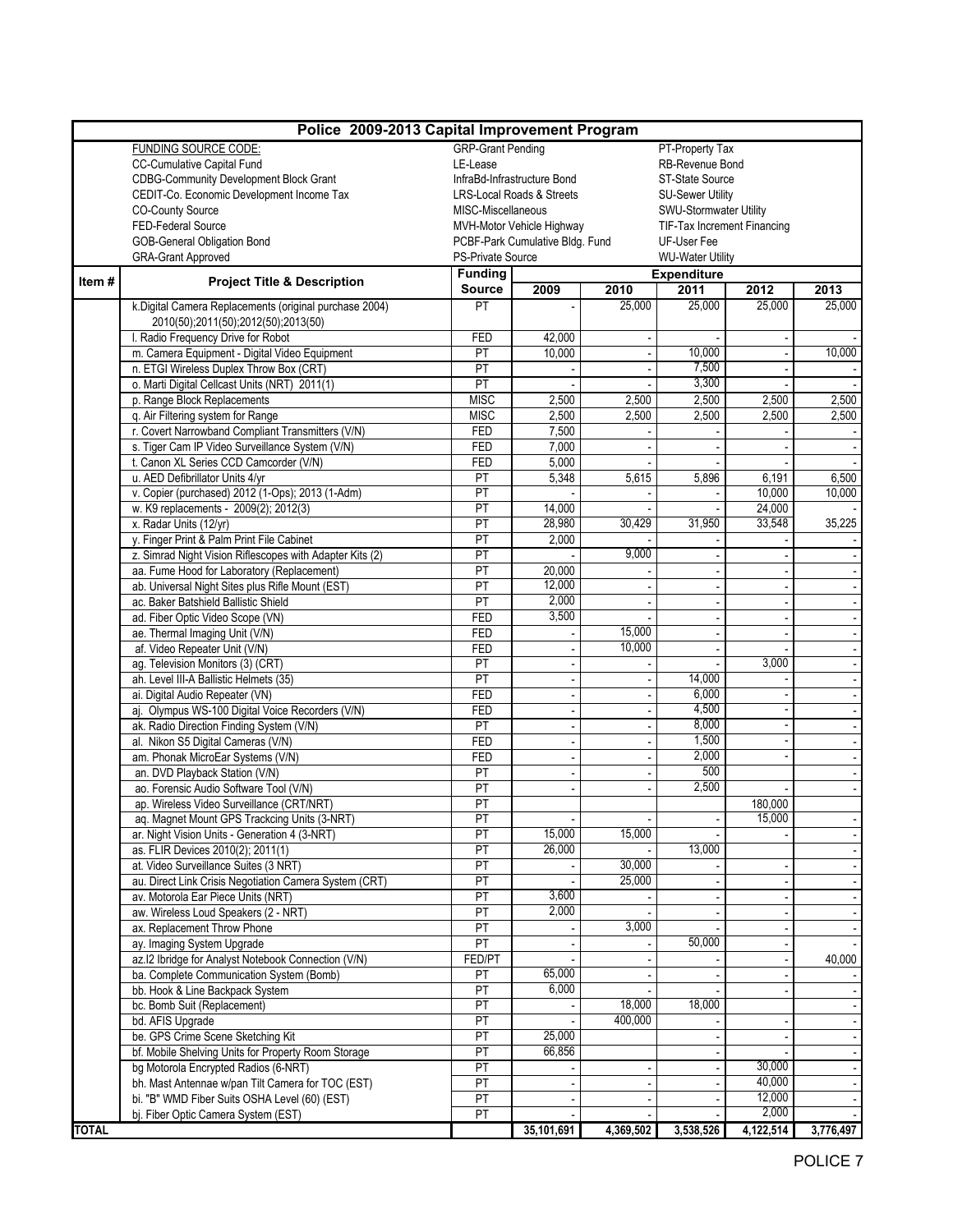## Police 2009-2013 Capital Improvement Program

| FUNDING SOURCE CODE: | | |
|---|---|---|
| CC-Cumulative Capital Fund | GRP-Grant Pending | PT-Property Tax |
| CDBG-Community Development Block Grant | LE-Lease | RB-Revenue Bond |
| CEDIT-Co. Economic Development Income Tax | InfraBd-Infrastructure Bond | ST-State Source |
| CO-County Source | LRS-Local Roads & Streets | SU-Sewer Utility |
| FED-Federal Source | MISC-Miscellaneous | SWU-Stormwater Utility |
| GOB-General Obligation Bond | MVH-Motor Vehicle Highway | TIF-Tax Increment Financing |
| GRA-Grant Approved | PCBF-Park Cumulative Bldg. Fund | UF-User Fee |
| | PS-Private Source | WU-Water Utility |

| Item # | Project Title & Description | Funding Source | Expenditure | | | | |
|---|---|---|---|---|---|---|---|
| | | | 2009 | 2010 | 2011 | 2012 | 2013 |
| | k.Digital Camera Replacements (original purchase 2004) 2010(50);2011(50);2012(50);2013(50) | PT | - | 25,000 | 25,000 | 25,000 | 25,000 |
| | l. Radio Frequency Drive for Robot | FED | 42,000 | - | - | - | - |
| | m. Camera Equipment - Digital Video Equipment | PT | 10,000 | - | 10,000 | - | 10,000 |
| | n. ETGI Wireless Duplex Throw Box (CRT) | PT | - | - | 7,500 | - | - |
| | o. Marti Digital Cellcast Units (NRT) 2011(1) | PT | - | - | 3,300 | - | - |
| | p. Range Block Replacements | MISC | 2,500 | 2,500 | 2,500 | 2,500 | 2,500 |
| | q. Air Filtering system for Range | MISC | 2,500 | 2,500 | 2,500 | 2,500 | 2,500 |
| | r. Covert Narrowband Compliant Transmitters (V/N) | FED | 7,500 | - | - | - | - |
| | s. Tiger Cam IP Video Surveillance System (V/N) | FED | 7,000 | - | - | - | - |
| | t. Canon XL Series CCD Camcorder (V/N) | FED | 5,000 | - | - | - | - |
| | u. AED Defibrillator Units 4/yr | PT | 5,348 | 5,615 | 5,896 | 6,191 | 6,500 |
| | v. Copier (purchased) 2012 (1-Ops); 2013 (1-Adm) | PT | - | - | - | 10,000 | 10,000 |
| | w. K9 replacements - 2009(2); 2012(3) | PT | 14,000 | - | - | 24,000 | - |
| | x. Radar Units (12/yr) | PT | 28,980 | 30,429 | 31,950 | 33,548 | 35,225 |
| | y. Finger Print & Palm Print File Cabinet | PT | 2,000 | - | - | - | - |
| | z. Simrad Night Vision Riflescopes with Adapter Kits (2) | PT | - | 9,000 | - | - | - |
| | aa. Fume Hood for Laboratory (Replacement) | PT | 20,000 | - | - | - | - |
| | ab. Universal Night Sites plus Rifle Mount (EST) | PT | 12,000 | - | - | - | - |
| | ac. Baker Batshield Ballistic Shield | PT | 2,000 | - | - | - | - |
| | ad. Fiber Optic Video Scope (VN) | FED | 3,500 | - | - | - | - |
| | ae. Thermal Imaging Unit (V/N) | FED | - | 15,000 | - | - | - |
| | af. Video Repeater Unit (V/N) | FED | - | 10,000 | - | - | - |
| | ag. Television Monitors (3) (CRT) | PT | - | - | - | 3,000 | - |
| | ah. Level III-A Ballistic Helmets (35) | PT | - | - | 14,000 | - | - |
| | ai. Digital Audio Repeater (VN) | FED | - | - | 6,000 | - | - |
| | aj. Olympus WS-100 Digital Voice Recorders (V/N) | FED | - | - | 4,500 | - | - |
| | ak. Radio Direction Finding System (V/N) | PT | - | - | 8,000 | - | - |
| | al. Nikon S5 Digital Cameras (V/N) | FED | - | - | 1,500 | - | - |
| | am. Phonak MicroEar Systems (V/N) | FED | - | - | 2,000 | - | - |
| | an. DVD Playback Station (V/N) | PT | - | - | 500 | | - |
| | ao. Forensic Audio Software Tool (V/N) | PT | - | - | 2,500 | - | - |
| | ap. Wireless Video Surveillance (CRT/NRT) | PT | | | | 180,000 | |
| | aq. Magnet Mount GPS Trackcing Units (3-NRT) | PT | - | - | - | 15,000 | - |
| | ar. Night Vision Units - Generation 4 (3-NRT) | PT | 15,000 | 15,000 | - | - | - |
| | as. FLIR Devices 2010(2); 2011(1) | PT | 26,000 | - | 13,000 | | - |
| | at. Video Surveillance Suites (3 NRT) | PT | - | 30,000 | - | - | - |
| | au. Direct Link Crisis Negotiation Camera System (CRT) | PT | - | 25,000 | - | - | - |
| | av. Motorola Ear Piece Units (NRT) | PT | 3,600 | - | - | - | - |
| | aw. Wireless Loud Speakers (2 - NRT) | PT | 2,000 | - | - | - | - |
| | ax. Replacement Throw Phone | PT | - | 3,000 | - | - | - |
| | ay. Imaging System Upgrade | PT | - | - | 50,000 | - | - |
| | az.I2 Ibridge for Analyst Notebook Connection (V/N) | FED/PT | - | - | - | - | 40,000 |
| | ba. Complete Communication System (Bomb) | PT | 65,000 | - | - | - | - |
| | bb. Hook & Line Backpack System | PT | 6,000 | - | - | - | - |
| | bc. Bomb Suit (Replacement) | PT | - | 18,000 | 18,000 | | - |
| | bd. AFIS Upgrade | PT | - | 400,000 | - | - | - |
| | be. GPS Crime Scene Sketching Kit | PT | 25,000 | | - | - | - |
| | bf. Mobile Shelving Units for Property Room Storage | PT | 66,856 | | - | - | - |
| | bg Motorola Encrypted Radios (6-NRT) | PT | - | - | - | 30,000 | - |
| | bh. Mast Antennae w/pan Tilt Camera for TOC (EST) | PT | - | - | - | 40,000 | - |
| | bi. "B" WMD Fiber Suits OSHA Level (60) (EST) | PT | - | - | - | 12,000 | - |
| | bj. Fiber Optic Camera System (EST) | PT | - | - | - | 2,000 | - |
| **TOTAL** | | | **35,101,691** | **4,369,502** | **3,538,526** | **4,122,514** | **3,776,497** |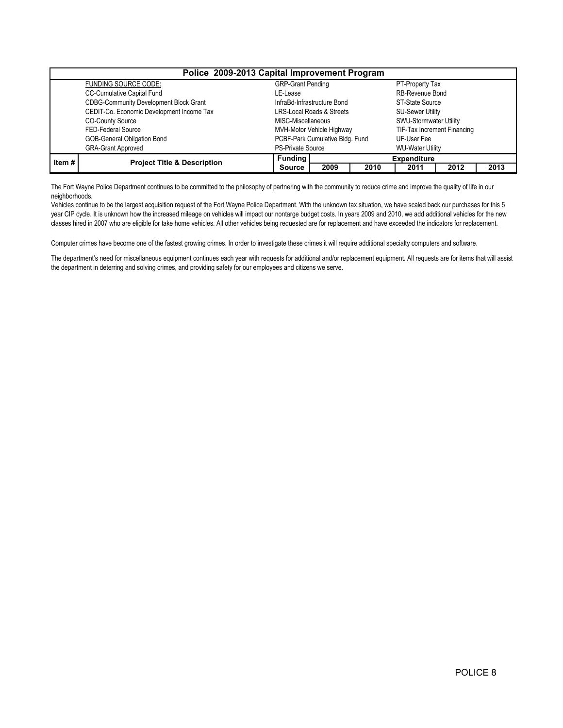| Police 2009-2013 Capital Improvement Program | | | | | | | |
|---|---|---|---|---|---|---|---|
| | FUNDING SOURCE CODE: | GRP-Grant Pending | | | PT-Property Tax | | |
| | CC-Cumulative Capital Fund | LE-Lease | | | RB-Revenue Bond | | |
| | CDBG-Community Development Block Grant | InfraBd-Infrastructure Bond | | | ST-State Source | | |
| | CEDIT-Co. Economic Development Income Tax | LRS-Local Roads & Streets | | | SU-Sewer Utility | | |
| | CO-County Source | MISC-Miscellaneous | | | SWU-Stormwater Utility | | |
| | FED-Federal Source | MVH-Motor Vehicle Highway | | | TIF-Tax Increment Financing | | |
| | GOB-General Obligation Bond | PCBF-Park Cumulative Bldg. Fund | | | UF-User Fee | | |
| | GRA-Grant Approved | PS-Private Source | | | WU-Water Utility | | |
| **Item #** | **Project Title & Description** | **Funding** | **Expenditure** | | | | |
| | | **Source** | **2009** | **2010** | **2011** | **2012** | **2013** |

The Fort Wayne Police Department continues to be committed to the philosophy of partnering with the community to reduce crime and improve the quality of life in our neighborhoods.

Vehicles continue to be the largest acquisition request of the Fort Wayne Police Department. With the unknown tax situation, we have scaled back our purchases for this 5 year CIP cycle. It is unknown how the increased mileage on vehicles will impact our nontarge budget costs. In years 2009 and 2010, we add additional vehicles for the new classes hired in 2007 who are eligible for take home vehicles. All other vehicles being requested are for replacement and have exceeded the indicators for replacement.

Computer crimes have become one of the fastest growing crimes. In order to investigate these crimes it will require additional specialty computers and software.

The department's need for miscellaneous equipment continues each year with requests for additional and/or replacement equipment. All requests are for items that will assist the department in deterring and solving crimes, and providing safety for our employees and citizens we serve.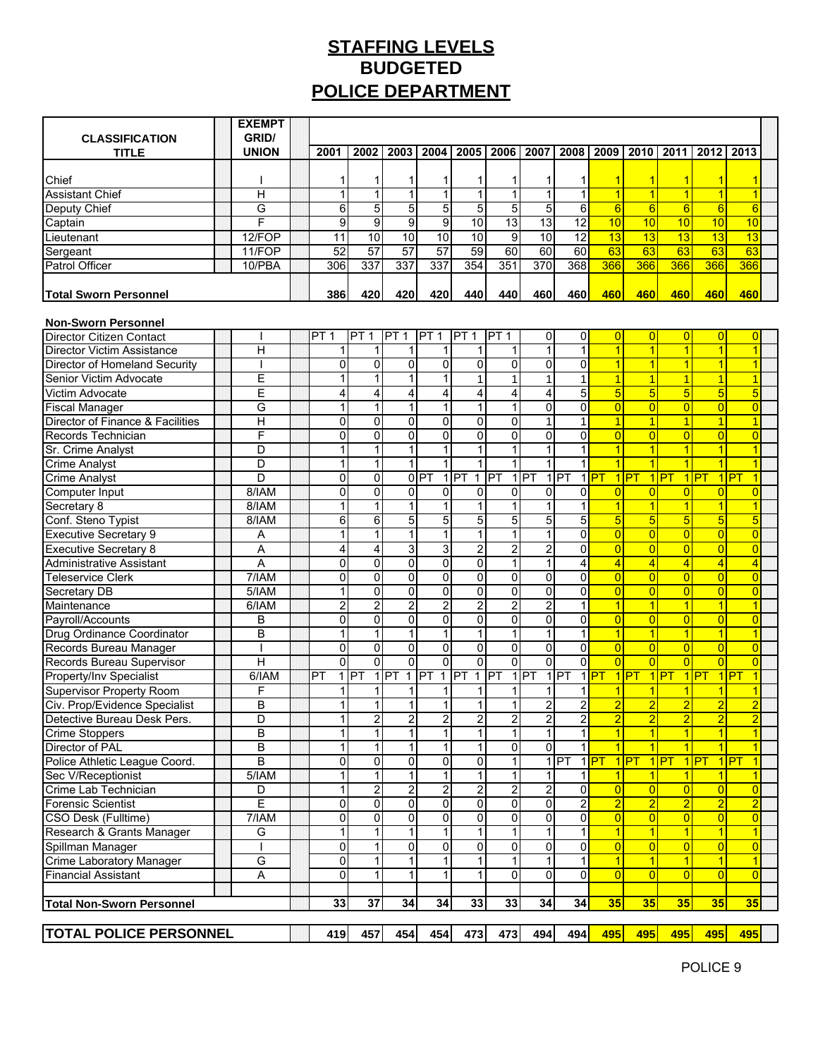# STAFFING LEVELS
## BUDGETED
## POLICE DEPARTMENT

| CLASSIFICATION TITLE | EXEMPT GRID/ UNION | 2001 | 2002 | 2003 | 2004 | 2005 | 2006 | 2007 | 2008 | 2009 | 2010 | 2011 | 2012 | 2013 |
|---|---|---|---|---|---|---|---|---|---|---|---|---|---|---|
| Chief | I | 1 | 1 | 1 | 1 | 1 | 1 | 1 | 1 | 1 | 1 | 1 | 1 | 1 |
| Assistant Chief | H | 1 | 1 | 1 | 1 | 1 | 1 | 1 | 1 | 1 | 1 | 1 | 1 | 1 |
| Deputy Chief | G | 6 | 5 | 5 | 5 | 5 | 5 | 5 | 6 | 6 | 6 | 6 | 6 | 6 |
| Captain | F | 9 | 9 | 9 | 9 | 10 | 13 | 13 | 12 | 10 | 10 | 10 | 10 | 10 |
| Lieutenant | 12/FOP | 11 | 10 | 10 | 10 | 10 | 9 | 10 | 12 | 13 | 13 | 13 | 13 | 13 |
| Sergeant | 11/FOP | 52 | 57 | 57 | 57 | 59 | 60 | 60 | 60 | 63 | 63 | 63 | 63 | 63 |
| Patrol Officer | 10/PBA | 306 | 337 | 337 | 337 | 354 | 351 | 370 | 368 | 366 | 366 | 366 | 366 | 366 |
| **Total Sworn Personnel** | | **386** | **420** | **420** | **420** | **440** | **440** | **460** | **460** | **460** | **460** | **460** | **460** | **460** |
| **Non-Sworn Personnel** | | | | | | | | | | | | | | |
| Director Citizen Contact | I | PT 1 | PT 1 | PT 1 | PT 1 | PT 1 | PT 1 | 0 | 0 | 0 | 0 | 0 | 0 | 0 |
| Director Victim Assistance | H | 1 | 1 | 1 | 1 | 1 | 1 | 1 | 1 | 1 | 1 | 1 | 1 | 1 |
| Director of Homeland Security | I | 0 | 0 | 0 | 0 | 0 | 0 | 0 | 0 | 1 | 1 | 1 | 1 | 1 |
| Senior Victim Advocate | E | 1 | 1 | 1 | 1 | 1 | 1 | 1 | 1 | 1 | 1 | 1 | 1 | 1 |
| Victim Advocate | E | 4 | 4 | 4 | 4 | 4 | 4 | 4 | 5 | 5 | 5 | 5 | 5 | 5 |
| Fiscal Manager | G | 1 | 1 | 1 | 1 | 1 | 1 | 0 | 0 | 0 | 0 | 0 | 0 | 0 |
| Director of Finance & Facilities | H | 0 | 0 | 0 | 0 | 0 | 0 | 1 | 1 | 1 | 1 | 1 | 1 | 1 |
| Records Technician | F | 0 | 0 | 0 | 0 | 0 | 0 | 0 | 0 | 0 | 0 | 0 | 0 | 0 |
| Sr. Crime Analyst | D | 1 | 1 | 1 | 1 | 1 | 1 | 1 | 1 | 1 | 1 | 1 | 1 | 1 |
| Crime Analyst | D | 1 | 1 | 1 | 1 | 1 | 1 | 1 | 1 | 1 | 1 | 1 | 1 | 1 |
| Crime Analyst | D | 0 | 0 | 0 | PT 1 | PT 1 | PT 1 | PT 1 | PT 1 | PT 1 | PT 1 | PT 1 | PT 1 | PT 1 |
| Computer Input | 8/IAM | 0 | 0 | 0 | 0 | 0 | 0 | 0 | 0 | 0 | 0 | 0 | 0 | 0 |
| Secretary 8 | 8/IAM | 1 | 1 | 1 | 1 | 1 | 1 | 1 | 1 | 1 | 1 | 1 | 1 | 1 |
| Conf. Steno Typist | 8/IAM | 6 | 6 | 5 | 5 | 5 | 5 | 5 | 5 | 5 | 5 | 5 | 5 | 5 |
| Executive Secretary 9 | A | 1 | 1 | 1 | 1 | 1 | 1 | 1 | 0 | 0 | 0 | 0 | 0 | 0 |
| Executive Secretary 8 | A | 4 | 4 | 3 | 3 | 2 | 2 | 2 | 0 | 0 | 0 | 0 | 0 | 0 |
| Administrative Assistant | A | 0 | 0 | 0 | 0 | 0 | 1 | 1 | 4 | 4 | 4 | 4 | 4 | 4 |
| Teleservice Clerk | 7/IAM | 0 | 0 | 0 | 0 | 0 | 0 | 0 | 0 | 0 | 0 | 0 | 0 | 0 |
| Secretary DB | 5/IAM | 1 | 0 | 0 | 0 | 0 | 0 | 0 | 0 | 0 | 0 | 0 | 0 | 0 |
| Maintenance | 6/IAM | 2 | 2 | 2 | 2 | 2 | 2 | 2 | 1 | 1 | 1 | 1 | 1 | 1 |
| Payroll/Accounts | B | 0 | 0 | 0 | 0 | 0 | 0 | 0 | 0 | 0 | 0 | 0 | 0 | 0 |
| Drug Ordinance Coordinator | B | 1 | 1 | 1 | 1 | 1 | 1 | 1 | 1 | 1 | 1 | 1 | 1 | 1 |
| Records Bureau Manager | I | 0 | 0 | 0 | 0 | 0 | 0 | 0 | 0 | 0 | 0 | 0 | 0 | 0 |
| Records Bureau Supervisor | H | 0 | 0 | 0 | 0 | 0 | 0 | 0 | 0 | 0 | 0 | 0 | 0 | 0 |
| Property/Inv Specialist | 6/IAM | PT 1 | PT 1 | PT 1 | PT 1 | PT 1 | PT 1 | PT 1 | PT 1 | PT 1 | PT 1 | PT 1 | PT 1 | PT 1 |
| Supervisor Property Room | F | 1 | 1 | 1 | 1 | 1 | 1 | 1 | 1 | 1 | 1 | 1 | 1 | 1 |
| Civ. Prop/Evidence Specialist | B | 1 | 1 | 1 | 1 | 1 | 1 | 2 | 2 | 2 | 2 | 2 | 2 | 2 |
| Detective Bureau Desk Pers. | D | 1 | 2 | 2 | 2 | 2 | 2 | 2 | 2 | 2 | 2 | 2 | 2 | 2 |
| Crime Stoppers | B | 1 | 1 | 1 | 1 | 1 | 1 | 1 | 1 | 1 | 1 | 1 | 1 | 1 |
| Director of PAL | B | 1 | 1 | 1 | 1 | 1 | 0 | 0 | 1 | 1 | 1 | 1 | 1 | 1 |
| Police Athletic League Coord. | B | 0 | 0 | 0 | 0 | 0 | 1 | 1 | PT 1 | PT 1 | PT 1 | PT 1 | PT 1 | PT 1 |
| Sec V/Receptionist | 5/IAM | 1 | 1 | 1 | 1 | 1 | 1 | 1 | 1 | 1 | 1 | 1 | 1 | 1 |
| Crime Lab Technician | D | 1 | 2 | 2 | 2 | 2 | 2 | 2 | 0 | 0 | 0 | 0 | 0 | 0 |
| Forensic Scientist | E | 0 | 0 | 0 | 0 | 0 | 0 | 0 | 2 | 2 | 2 | 2 | 2 | 2 |
| CSO Desk (Fulltime) | 7/IAM | 0 | 0 | 0 | 0 | 0 | 0 | 0 | 0 | 0 | 0 | 0 | 0 | 0 |
| Research & Grants Manager | G | 1 | 1 | 1 | 1 | 1 | 1 | 1 | 1 | 1 | 1 | 1 | 1 | 1 |
| Spillman Manager | I | 0 | 1 | 0 | 0 | 0 | 0 | 0 | 0 | 0 | 0 | 0 | 0 | 0 |
| Crime Laboratory Manager | G | 0 | 1 | 1 | 1 | 1 | 1 | 1 | 1 | 1 | 1 | 1 | 1 | 1 |
| Financial Assistant | A | 0 | 1 | 1 | 1 | 1 | 0 | 0 | 0 | 0 | 0 | 0 | 0 | 0 |
| **Total Non-Sworn Personnel** | | **33** | **37** | **34** | **34** | **33** | **33** | **34** | **34** | **35** | **35** | **35** | **35** | **35** |
| **TOTAL POLICE PERSONNEL** | | **419** | **457** | **454** | **454** | **473** | **473** | **494** | **494** | **495** | **495** | **495** | **495** | **495** |